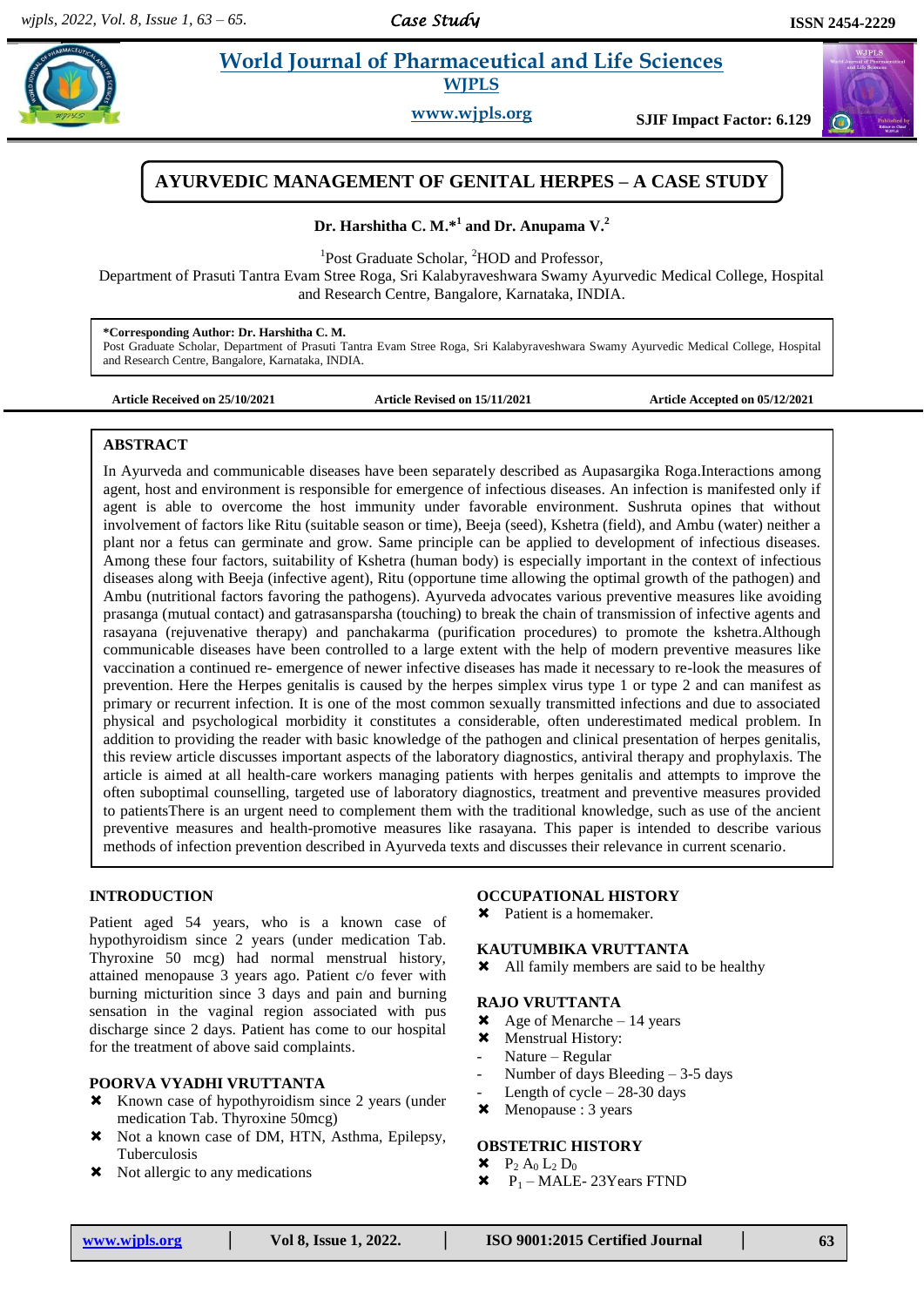# AYURVEDIC MANAGEMENT OF GENITAL HERPES – A CASE STUDY

**Dr. Harshitha C. M.*[1] and Dr. Anupama V.[2]**

[1]Post Graduate Scholar, [2]HOD and Professor,
Department of Prasuti Tantra Evam Stree Roga, Sri Kalabyraveshwara Swamy Ayurvedic Medical College, Hospital and Research Centre, Bangalore, Karnataka, INDIA.

**\*Corresponding Author: Dr. Harshitha C. M.**
Post Graduate Scholar, Department of Prasuti Tantra Evam Stree Roga, Sri Kalabyraveshwara Swamy Ayurvedic Medical College, Hospital and Research Centre, Bangalore, Karnataka, INDIA.

**Article Received on 25/10/2021** **Article Revised on 15/11/2021** **Article Accepted on 05/12/2021**

## ABSTRACT

In Ayurveda and communicable diseases have been separately described as Aupasargika Roga.Interactions among agent, host and environment is responsible for emergence of infectious diseases. An infection is manifested only if agent is able to overcome the host immunity under favorable environment. Sushruta opines that without involvement of factors like Ritu (suitable season or time), Beeja (seed), Kshetra (field), and Ambu (water) neither a plant nor a fetus can germinate and grow. Same principle can be applied to development of infectious diseases. Among these four factors, suitability of Kshetra (human body) is especially important in the context of infectious diseases along with Beeja (infective agent), Ritu (opportune time allowing the optimal growth of the pathogen) and Ambu (nutritional factors favoring the pathogens). Ayurveda advocates various preventive measures like avoiding prasanga (mutual contact) and gatrasansparsha (touching) to break the chain of transmission of infective agents and rasayana (rejuvenative therapy) and panchakarma (purification procedures) to promote the kshetra.Although communicable diseases have been controlled to a large extent with the help of modern preventive measures like vaccination a continued re- emergence of newer infective diseases has made it necessary to re-look the measures of prevention. Here the Herpes genitalis is caused by the herpes simplex virus type 1 or type 2 and can manifest as primary or recurrent infection. It is one of the most common sexually transmitted infections and due to associated physical and psychological morbidity it constitutes a considerable, often underestimated medical problem. In addition to providing the reader with basic knowledge of the pathogen and clinical presentation of herpes genitalis, this review article discusses important aspects of the laboratory diagnostics, antiviral therapy and prophylaxis. The article is aimed at all health-care workers managing patients with herpes genitalis and attempts to improve the often suboptimal counselling, targeted use of laboratory diagnostics, treatment and preventive measures provided to patientsThere is an urgent need to complement them with the traditional knowledge, such as use of the ancient preventive measures and health-promotive measures like rasayana. This paper is intended to describe various methods of infection prevention described in Ayurveda texts and discusses their relevance in current scenario.

## INTRODUCTION

Patient aged 54 years, who is a known case of hypothyroidism since 2 years (under medication Tab. Thyroxine 50 mcg) had normal menstrual history, attained menopause 3 years ago. Patient c/o fever with burning micturition since 3 days and pain and burning sensation in the vaginal region associated with pus discharge since 2 days. Patient has come to our hospital for the treatment of above said complaints.

## POORVA VYADHI VRUTTANTA

- Known case of hypothyroidism since 2 years (under medication Tab. Thyroxine 50mcg)
- Not a known case of DM, HTN, Asthma, Epilepsy, Tuberculosis
- Not allergic to any medications

## OCCUPATIONAL HISTORY

- Patient is a homemaker.

## KAUTUMBIKA VRUTTANTA

- All family members are said to be healthy

## RAJO VRUTTANTA

- Age of Menarche – 14 years
- Menstrual History:
  - Nature – Regular
  - Number of days Bleeding – 3-5 days
  - Length of cycle – 28-30 days
- Menopause : 3 years

## OBSTETRIC HISTORY

- $P_2 A_0 L_2 D_0$
- $P_1$ – MALE- 23Years FTND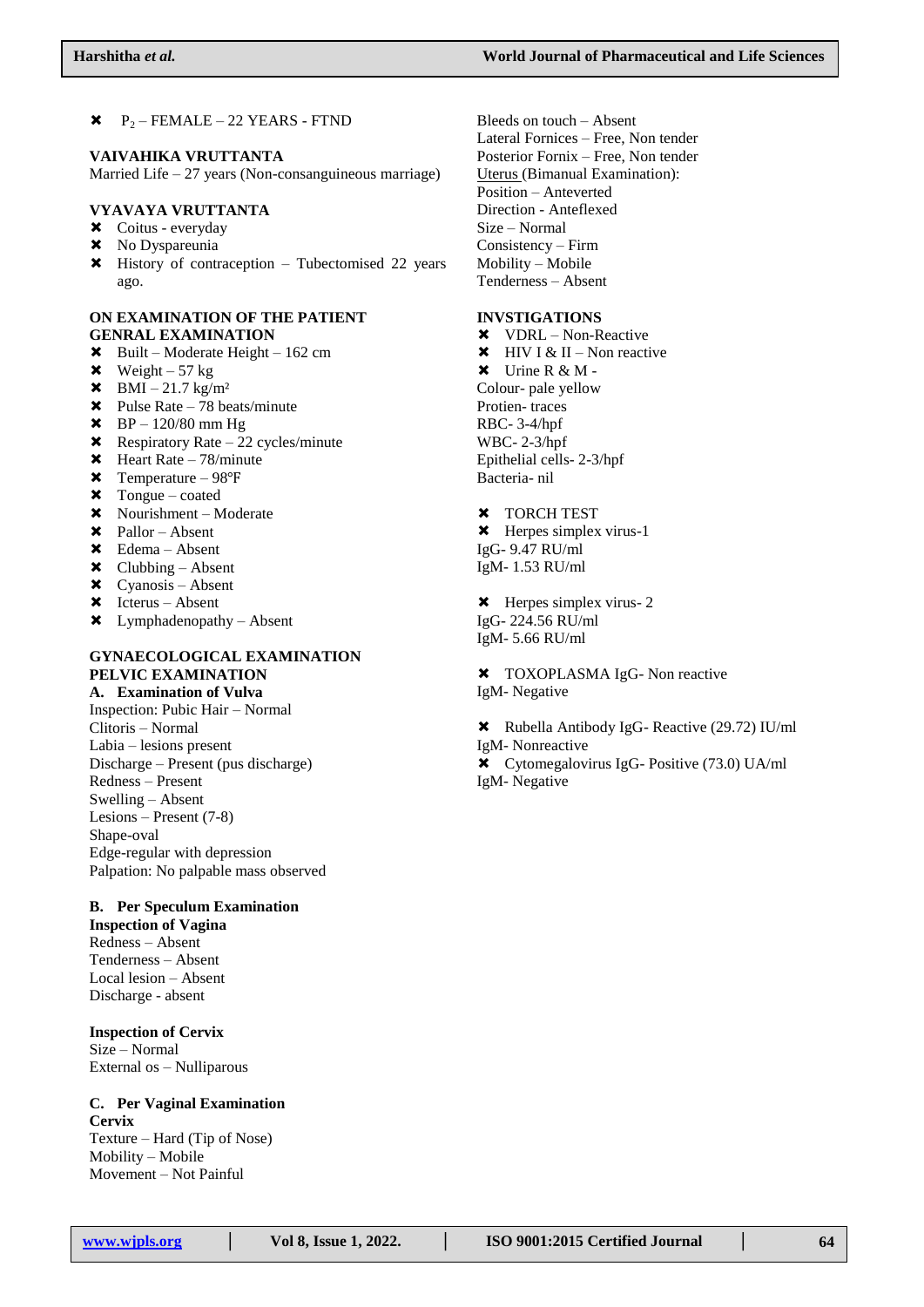- $P_2$ – FEMALE – 22 YEARS - FTND

**VAIVAHIKA VRUTTANTA**

Married Life – 27 years (Non-consanguineous marriage)

**VYAVAYA VRUTTANTA**

- Coitus - everyday
- No Dyspareunia
- History of contraception – Tubectomised 22 years ago.

**ON EXAMINATION OF THE PATIENT**

**GENRAL EXAMINATION**

- Built – Moderate Height – 162 cm
- Weight – 57 kg
- BMI – 21.7 kg/m²
- Pulse Rate – 78 beats/minute
- BP – 120/80 mm Hg
- Respiratory Rate – 22 cycles/minute
- Heart Rate – 78/minute
- Temperature – 98°F
- Tongue – coated
- Nourishment – Moderate
- Pallor – Absent
- Edema – Absent
- Clubbing – Absent
- Cyanosis – Absent
- Icterus – Absent
- Lymphadenopathy – Absent

**GYNAECOLOGICAL EXAMINATION**

**PELVIC EXAMINATION**

**A. Examination of Vulva**

Inspection: Pubic Hair – Normal
Clitoris – Normal
Labia – lesions present
Discharge – Present (pus discharge)
Redness – Present
Swelling – Absent
Lesions – Present (7-8)
Shape-oval
Edge-regular with depression
Palpation: No palpable mass observed

**B. Per Speculum Examination**

**Inspection of Vagina**

Redness – Absent
Tenderness – Absent
Local lesion – Absent
Discharge - absent

**Inspection of Cervix**

Size – Normal
External os – Nulliparous

**C. Per Vaginal Examination**

**Cervix**

Texture – Hard (Tip of Nose)
Mobility – Mobile
Movement – Not Painful
Bleeds on touch – Absent
Lateral Fornices – Free, Non tender
Posterior Fornix – Free, Non tender
Uterus (Bimanual Examination):
Position – Anteverted
Direction - Anteflexed
Size – Normal
Consistency – Firm
Mobility – Mobile
Tenderness – Absent

**INVSTIGATIONS**

- VDRL – Non-Reactive
- HIV I & II – Non reactive
- Urine R & M -

Colour- pale yellow
Protien- traces
RBC- 3-4/hpf
WBC- 2-3/hpf
Epithelial cells- 2-3/hpf
Bacteria- nil

- TORCH TEST
- Herpes simplex virus-1

IgG- 9.47 RU/ml
IgM- 1.53 RU/ml

- Herpes simplex virus- 2

IgG- 224.56 RU/ml
IgM- 5.66 RU/ml

- TOXOPLASMA IgG- Non reactive

IgM- Negative

- Rubella Antibody IgG- Reactive (29.72) IU/ml

IgM- Nonreactive

- Cytomegalovirus IgG- Positive (73.0) UA/ml

IgM- Negative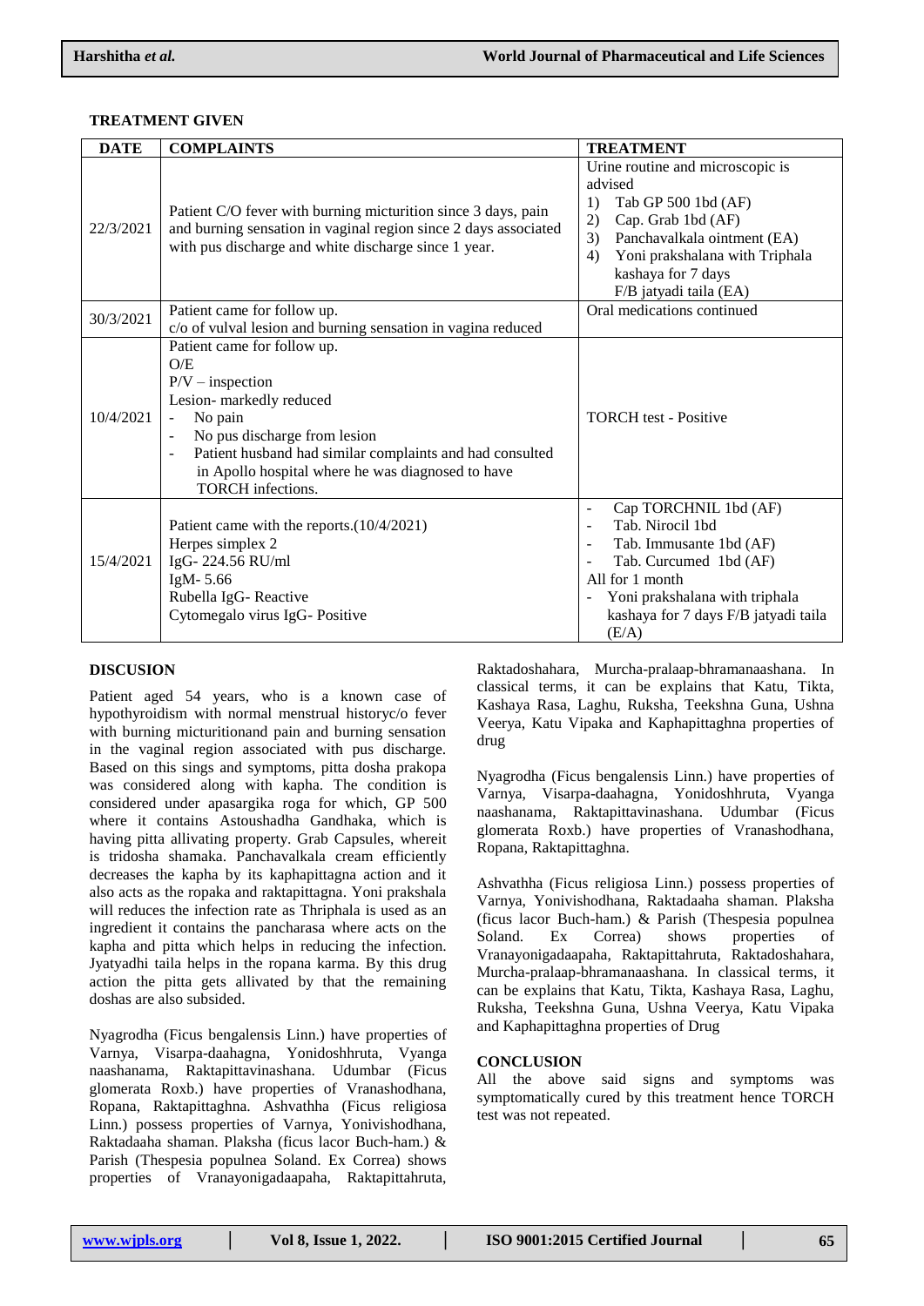**TREATMENT GIVEN**

| DATE | COMPLAINTS | TREATMENT |
|---|---|---|
| 22/3/2021 | Patient C/O fever with burning micturition since 3 days, pain and burning sensation in vaginal region since 2 days associated with pus discharge and white discharge since 1 year. | Urine routine and microscopic is advised<br>1) Tab GP 500 1bd (AF)<br>2) Cap. Grab 1bd (AF)<br>3) Panchavalkala ointment (EA)<br>4) Yoni prakshalana with Triphala kashaya for 7 days F/B jatyadi taila (EA) |
| 30/3/2021 | Patient came for follow up.<br>c/o of vulval lesion and burning sensation in vagina reduced | Oral medications continued |
| 10/4/2021 | Patient came for follow up.<br>O/E<br>P/V – inspection<br>Lesion- markedly reduced<br>- No pain<br>- No pus discharge from lesion<br>- Patient husband had similar complaints and had consulted in Apollo hospital where he was diagnosed to have TORCH infections. | TORCH test - Positive |
| 15/4/2021 | Patient came with the reports.(10/4/2021)<br>Herpes simplex 2<br>IgG- 224.56 RU/ml<br>IgM- 5.66<br>Rubella IgG- Reactive<br>Cytomegalo virus IgG- Positive | - Cap TORCHNIL 1bd (AF)<br>- Tab. Nirocil 1bd<br>- Tab. Immusante 1bd (AF)<br>- Tab. Curcumed 1bd (AF)<br>All for 1 month<br>- Yoni prakshalana with triphala kashaya for 7 days F/B jatyadi taila (E/A) |

**DISCUSION**

Patient aged 54 years, who is a known case of hypothyroidism with normal menstrual historyc/o fever with burning micturitionand pain and burning sensation in the vaginal region associated with pus discharge. Based on this sings and symptoms, pitta dosha prakopa was considered along with kapha. The condition is considered under apasargika roga for which, GP 500 where it contains Astoushadha Gandhaka, which is having pitta allivating property. Grab Capsules, whereit is tridosha shamaka. Panchavalkala cream efficiently decreases the kapha by its kaphapittagna action and it also acts as the ropaka and raktapittagna. Yoni prakshala will reduces the infection rate as Thriphala is used as an ingredient it contains the pancharasa where acts on the kapha and pitta which helps in reducing the infection. Jyatyadhi taila helps in the ropana karma. By this drug action the pitta gets allivated by that the remaining doshas are also subsided.

Nyagrodha (Ficus bengalensis Linn.) have properties of Varnya, Visarpa-daahagna, Yonidoshhruta, Vyanga naashanama, Raktapittavinashana. Udumbar (Ficus glomerata Roxb.) have properties of Vranashodhana, Ropana, Raktapittaghna. Ashvathha (Ficus religiosa Linn.) possess properties of Varnya, Yonivishodhana, Raktadaaha shaman. Plaksha (ficus lacor Buch-ham.) & Parish (Thespesia populnea Soland. Ex Correa) shows properties of Vranayonigadaapaha, Raktapittahruta, Raktadoshahara, Murcha-pralaap-bhramanaashana. In classical terms, it can be explains that Katu, Tikta, Kashaya Rasa, Laghu, Ruksha, Teekshna Guna, Ushna Veerya, Katu Vipaka and Kaphapittaghna properties of drug

Nyagrodha (Ficus bengalensis Linn.) have properties of Varnya, Visarpa-daahagna, Yonidoshhruta, Vyanga naashanama, Raktapittavinashana. Udumbar (Ficus glomerata Roxb.) have properties of Vranashodhana, Ropana, Raktapittaghna.

Ashvathha (Ficus religiosa Linn.) possess properties of Varnya, Yonivishodhana, Raktadaaha shaman. Plaksha (ficus lacor Buch-ham.) & Parish (Thespesia populnea Soland. Ex Correa) shows properties of Vranayonigadaapaha, Raktapittahruta, Raktadoshahara, Murcha-pralaap-bhramanaashana. In classical terms, it can be explains that Katu, Tikta, Kashaya Rasa, Laghu, Ruksha, Teekshna Guna, Ushna Veerya, Katu Vipaka and Kaphapittaghna properties of Drug

**CONCLUSION**

All the above said signs and symptoms was symptomatically cured by this treatment hence TORCH test was not repeated.